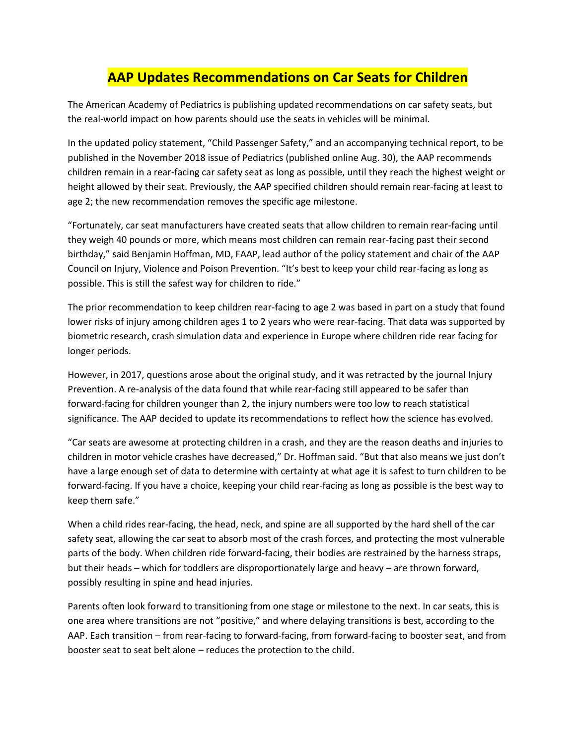# AAP Updates Recommendations on Car Seats for Children

The American Academy of Pediatrics is publishing updated recommendations on car safety seats, but the real-world impact on how parents should use the seats in vehicles will be minimal.

In the updated policy statement, "Child Passenger Safety," and an accompanying technical report, to be published in the November 2018 issue of Pediatrics (published online Aug. 30), the AAP recommends children remain in a rear-facing car safety seat as long as possible, until they reach the highest weight or height allowed by their seat. Previously, the AAP specified children should remain rear-facing at least to age 2; the new recommendation removes the specific age milestone.

"Fortunately, car seat manufacturers have created seats that allow children to remain rear-facing until they weigh 40 pounds or more, which means most children can remain rear-facing past their second birthday," said Benjamin Hoffman, MD, FAAP, lead author of the policy statement and chair of the AAP Council on Injury, Violence and Poison Prevention. "It's best to keep your child rear-facing as long as possible. This is still the safest way for children to ride."

The prior recommendation to keep children rear-facing to age 2 was based in part on a study that found lower risks of injury among children ages 1 to 2 years who were rear-facing. That data was supported by biometric research, crash simulation data and experience in Europe where children ride rear facing for longer periods.

However, in 2017, questions arose about the original study, and it was retracted by the journal Injury Prevention. A re-analysis of the data found that while rear-facing still appeared to be safer than forward-facing for children younger than 2, the injury numbers were too low to reach statistical significance. The AAP decided to update its recommendations to reflect how the science has evolved.

"Car seats are awesome at protecting children in a crash, and they are the reason deaths and injuries to children in motor vehicle crashes have decreased," Dr. Hoffman said. "But that also means we just don't have a large enough set of data to determine with certainty at what age it is safest to turn children to be forward-facing. If you have a choice, keeping your child rear-facing as long as possible is the best way to keep them safe."

When a child rides rear-facing, the head, neck, and spine are all supported by the hard shell of the car safety seat, allowing the car seat to absorb most of the crash forces, and protecting the most vulnerable parts of the body. When children ride forward-facing, their bodies are restrained by the harness straps, but their heads – which for toddlers are disproportionately large and heavy – are thrown forward, possibly resulting in spine and head injuries.

Parents often look forward to transitioning from one stage or milestone to the next. In car seats, this is one area where transitions are not "positive," and where delaying transitions is best, according to the AAP. Each transition – from rear-facing to forward-facing, from forward-facing to booster seat, and from booster seat to seat belt alone – reduces the protection to the child.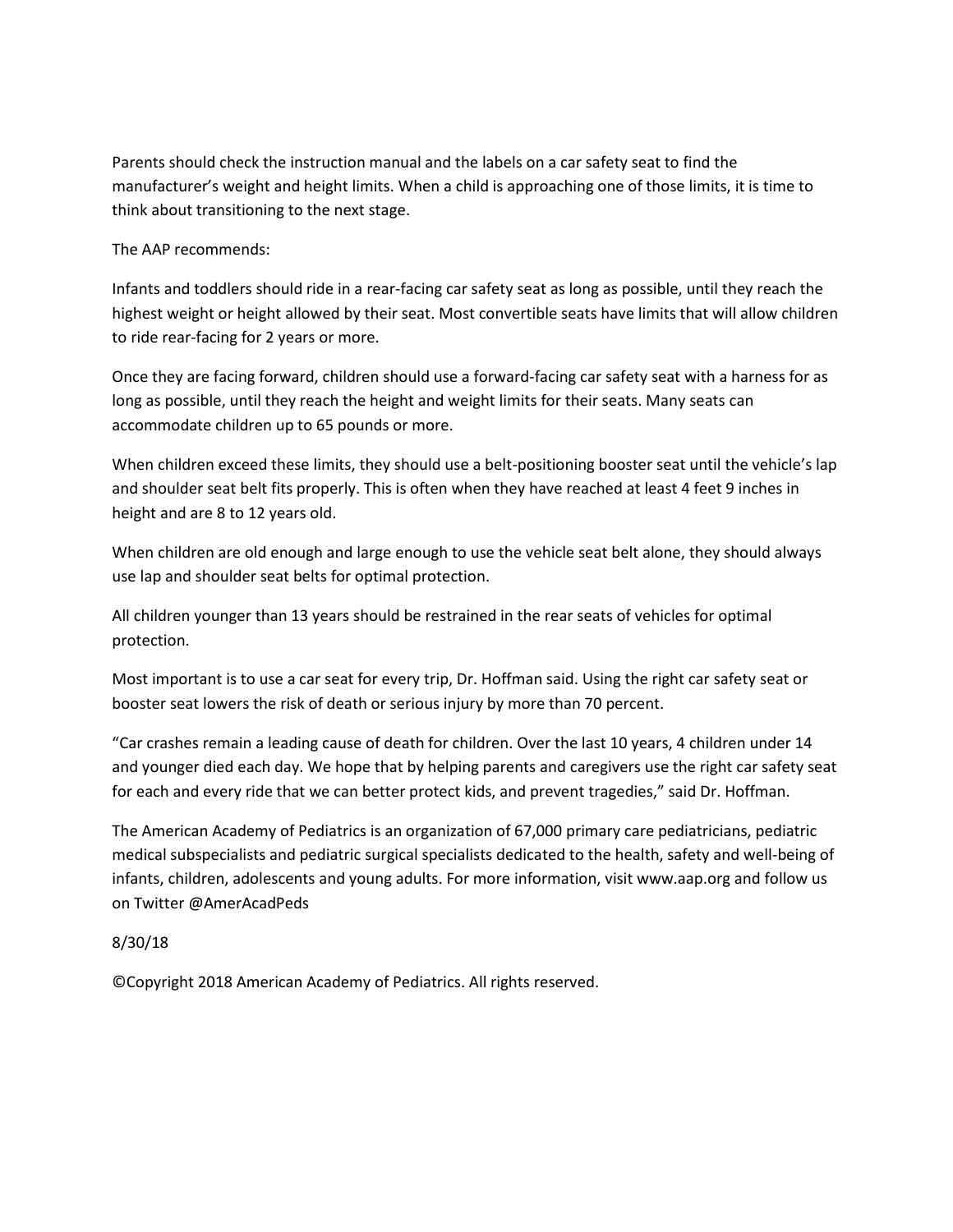Parents should check the instruction manual and the labels on a car safety seat to find the manufacturer's weight and height limits. When a child is approaching one of those limits, it is time to think about transitioning to the next stage.

The AAP recommends:

Infants and toddlers should ride in a rear-facing car safety seat as long as possible, until they reach the highest weight or height allowed by their seat. Most convertible seats have limits that will allow children to ride rear-facing for 2 years or more.

Once they are facing forward, children should use a forward-facing car safety seat with a harness for as long as possible, until they reach the height and weight limits for their seats. Many seats can accommodate children up to 65 pounds or more.

When children exceed these limits, they should use a belt-positioning booster seat until the vehicle's lap and shoulder seat belt fits properly. This is often when they have reached at least 4 feet 9 inches in height and are 8 to 12 years old.

When children are old enough and large enough to use the vehicle seat belt alone, they should always use lap and shoulder seat belts for optimal protection.

All children younger than 13 years should be restrained in the rear seats of vehicles for optimal protection.

Most important is to use a car seat for every trip, Dr. Hoffman said. Using the right car safety seat or booster seat lowers the risk of death or serious injury by more than 70 percent.

"Car crashes remain a leading cause of death for children. Over the last 10 years, 4 children under 14 and younger died each day. We hope that by helping parents and caregivers use the right car safety seat for each and every ride that we can better protect kids, and prevent tragedies," said Dr. Hoffman.

The American Academy of Pediatrics is an organization of 67,000 primary care pediatricians, pediatric medical subspecialists and pediatric surgical specialists dedicated to the health, safety and well-being of infants, children, adolescents and young adults. For more information, visit www.aap.org and follow us on Twitter @AmerAcadPeds

8/30/18

©Copyright 2018 American Academy of Pediatrics. All rights reserved.